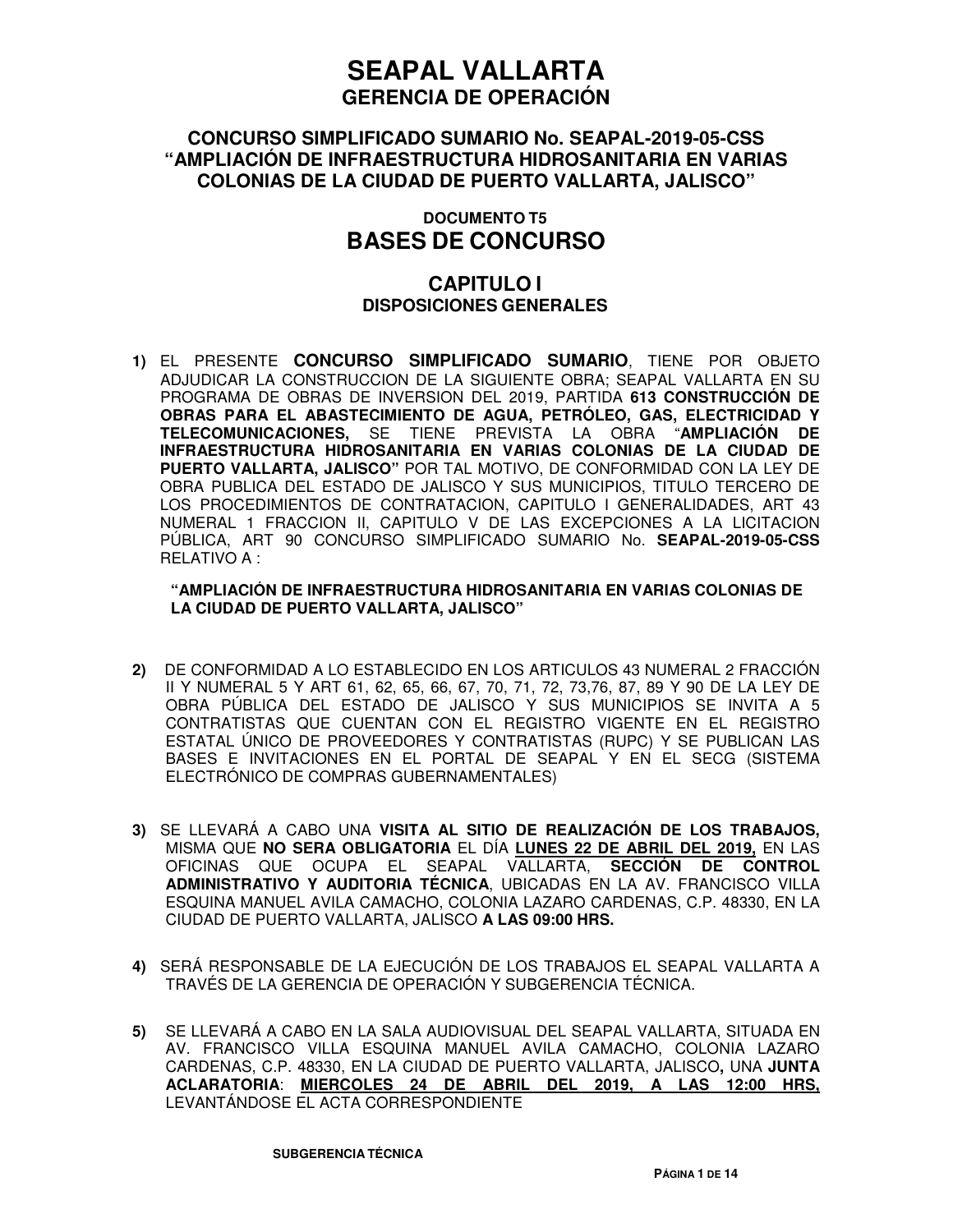# SEAPAL VALLARTA
## GERENCIA DE OPERACIÓN

### CONCURSO SIMPLIFICADO SUMARIO No. SEAPAL-2019-05-CSS "AMPLIACIÓN DE INFRAESTRUCTURA HIDROSANITARIA EN VARIAS COLONIAS DE LA CIUDAD DE PUERTO VALLARTA, JALISCO"

**DOCUMENTO T5**

## BASES DE CONCURSO

## CAPITULO I
### DISPOSICIONES GENERALES

1) EL PRESENTE **CONCURSO SIMPLIFICADO SUMARIO**, TIENE POR OBJETO ADJUDICAR LA CONSTRUCCION DE LA SIGUIENTE OBRA; SEAPAL VALLARTA EN SU PROGRAMA DE OBRAS DE INVERSION DEL 2019, PARTIDA **613 CONSTRUCCIÓN DE OBRAS PARA EL ABASTECIMIENTO DE AGUA, PETRÓLEO, GAS, ELECTRICIDAD Y TELECOMUNICACIONES,** SE TIENE PREVISTA LA OBRA "**AMPLIACIÓN DE INFRAESTRUCTURA HIDROSANITARIA EN VARIAS COLONIAS DE LA CIUDAD DE PUERTO VALLARTA, JALISCO"** POR TAL MOTIVO, DE CONFORMIDAD CON LA LEY DE OBRA PUBLICA DEL ESTADO DE JALISCO Y SUS MUNICIPIOS, TITULO TERCERO DE LOS PROCEDIMIENTOS DE CONTRATACION, CAPITULO I GENERALIDADES, ART 43 NUMERAL 1 FRACCION II, CAPITULO V DE LAS EXCEPCIONES A LA LICITACION PÚBLICA, ART 90 CONCURSO SIMPLIFICADO SUMARIO No. **SEAPAL-2019-05-CSS** RELATIVO A :

   **"AMPLIACIÓN DE INFRAESTRUCTURA HIDROSANITARIA EN VARIAS COLONIAS DE LA CIUDAD DE PUERTO VALLARTA, JALISCO"**

2) DE CONFORMIDAD A LO ESTABLECIDO EN LOS ARTICULOS 43 NUMERAL 2 FRACCIÓN II Y NUMERAL 5 Y ART 61, 62, 65, 66, 67, 70, 71, 72, 73,76, 87, 89 Y 90 DE LA LEY DE OBRA PÚBLICA DEL ESTADO DE JALISCO Y SUS MUNICIPIOS SE INVITA A 5 CONTRATISTAS QUE CUENTAN CON EL REGISTRO VIGENTE EN EL REGISTRO ESTATAL ÚNICO DE PROVEEDORES Y CONTRATISTAS (RUPC) Y SE PUBLICAN LAS BASES E INVITACIONES EN EL PORTAL DE SEAPAL Y EN EL SECG (SISTEMA ELECTRÓNICO DE COMPRAS GUBERNAMENTALES)

3) SE LLEVARÁ A CABO UNA **VISITA AL SITIO DE REALIZACIÓN DE LOS TRABAJOS,** MISMA QUE **NO SERA OBLIGATORIA** EL DÍA **LUNES 22 DE ABRIL DEL 2019,** EN LAS OFICINAS QUE OCUPA EL SEAPAL VALLARTA, **SECCIÓN DE CONTROL ADMINISTRATIVO Y AUDITORIA TÉCNICA**, UBICADAS EN LA AV. FRANCISCO VILLA ESQUINA MANUEL AVILA CAMACHO, COLONIA LAZARO CARDENAS, C.P. 48330, EN LA CIUDAD DE PUERTO VALLARTA, JALISCO **A LAS 09:00 HRS.**

4) SERÁ RESPONSABLE DE LA EJECUCIÓN DE LOS TRABAJOS EL SEAPAL VALLARTA A TRAVÉS DE LA GERENCIA DE OPERACIÓN Y SUBGERENCIA TÉCNICA.

5) SE LLEVARÁ A CABO EN LA SALA AUDIOVISUAL DEL SEAPAL VALLARTA, SITUADA EN AV. FRANCISCO VILLA ESQUINA MANUEL AVILA CAMACHO, COLONIA LAZARO CARDENAS, C.P. 48330, EN LA CIUDAD DE PUERTO VALLARTA, JALISCO**,** UNA **JUNTA ACLARATORIA**: **MIERCOLES 24 DE ABRIL DEL 2019, A LAS 12:00 HRS,** LEVANTÁNDOSE EL ACTA CORRESPONDIENTE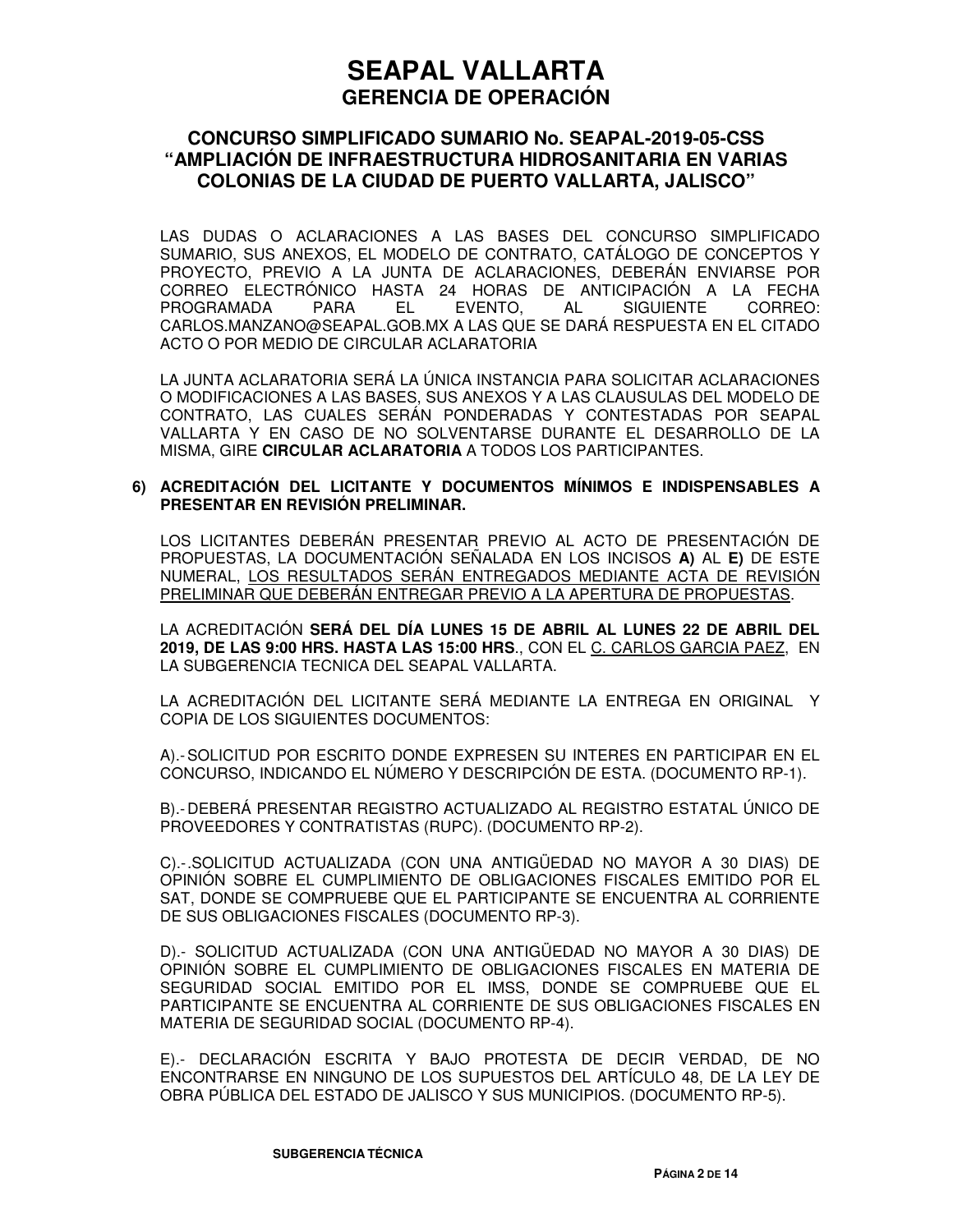LAS DUDAS O ACLARACIONES A LAS BASES DEL CONCURSO SIMPLIFICADO SUMARIO, SUS ANEXOS, EL MODELO DE CONTRATO, CATÁLOGO DE CONCEPTOS Y PROYECTO, PREVIO A LA JUNTA DE ACLARACIONES, DEBERÁN ENVIARSE POR CORREO ELECTRÓNICO HASTA 24 HORAS DE ANTICIPACIÓN A LA FECHA PROGRAMADA PARA EL EVENTO, AL SIGUIENTE CORREO: CARLOS.MANZANO@SEAPAL.GOB.MX A LAS QUE SE DARÁ RESPUESTA EN EL CITADO ACTO O POR MEDIO DE CIRCULAR ACLARATORIA

LA JUNTA ACLARATORIA SERÁ LA ÚNICA INSTANCIA PARA SOLICITAR ACLARACIONES O MODIFICACIONES A LAS BASES, SUS ANEXOS Y A LAS CLAUSULAS DEL MODELO DE CONTRATO, LAS CUALES SERÁN PONDERADAS Y CONTESTADAS POR SEAPAL VALLARTA Y EN CASO DE NO SOLVENTARSE DURANTE EL DESARROLLO DE LA MISMA, GIRE **CIRCULAR ACLARATORIA** A TODOS LOS PARTICIPANTES.

**6) ACREDITACIÓN DEL LICITANTE Y DOCUMENTOS MÍNIMOS E INDISPENSABLES A PRESENTAR EN REVISIÓN PRELIMINAR.**

LOS LICITANTES DEBERÁN PRESENTAR PREVIO AL ACTO DE PRESENTACIÓN DE PROPUESTAS, LA DOCUMENTACIÓN SEÑALADA EN LOS INCISOS **A)** AL **E)** DE ESTE NUMERAL, LOS RESULTADOS SERÁN ENTREGADOS MEDIANTE ACTA DE REVISIÓN PRELIMINAR QUE DEBERÁN ENTREGAR PREVIO A LA APERTURA DE PROPUESTAS.

LA ACREDITACIÓN **SERÁ DEL DÍA LUNES 15 DE ABRIL AL LUNES 22 DE ABRIL DEL 2019, DE LAS 9:00 HRS. HASTA LAS 15:00 HRS**., CON EL C. CARLOS GARCIA PAEZ, EN LA SUBGERENCIA TECNICA DEL SEAPAL VALLARTA.

LA ACREDITACIÓN DEL LICITANTE SERÁ MEDIANTE LA ENTREGA EN ORIGINAL Y COPIA DE LOS SIGUIENTES DOCUMENTOS:

A).- SOLICITUD POR ESCRITO DONDE EXPRESEN SU INTERES EN PARTICIPAR EN EL CONCURSO, INDICANDO EL NÚMERO Y DESCRIPCIÓN DE ESTA. (DOCUMENTO RP-1).

B).- DEBERÁ PRESENTAR REGISTRO ACTUALIZADO AL REGISTRO ESTATAL ÚNICO DE PROVEEDORES Y CONTRATISTAS (RUPC). (DOCUMENTO RP-2).

C).-.SOLICITUD ACTUALIZADA (CON UNA ANTIGÜEDAD NO MAYOR A 30 DIAS) DE OPINIÓN SOBRE EL CUMPLIMIENTO DE OBLIGACIONES FISCALES EMITIDO POR EL SAT, DONDE SE COMPRUEBE QUE EL PARTICIPANTE SE ENCUENTRA AL CORRIENTE DE SUS OBLIGACIONES FISCALES (DOCUMENTO RP-3).

D).- SOLICITUD ACTUALIZADA (CON UNA ANTIGÜEDAD NO MAYOR A 30 DIAS) DE OPINIÓN SOBRE EL CUMPLIMIENTO DE OBLIGACIONES FISCALES EN MATERIA DE SEGURIDAD SOCIAL EMITIDO POR EL IMSS, DONDE SE COMPRUEBE QUE EL PARTICIPANTE SE ENCUENTRA AL CORRIENTE DE SUS OBLIGACIONES FISCALES EN MATERIA DE SEGURIDAD SOCIAL (DOCUMENTO RP-4).

E).- DECLARACIÓN ESCRITA Y BAJO PROTESTA DE DECIR VERDAD, DE NO ENCONTRARSE EN NINGUNO DE LOS SUPUESTOS DEL ARTÍCULO 48, DE LA LEY DE OBRA PÚBLICA DEL ESTADO DE JALISCO Y SUS MUNICIPIOS. (DOCUMENTO RP-5).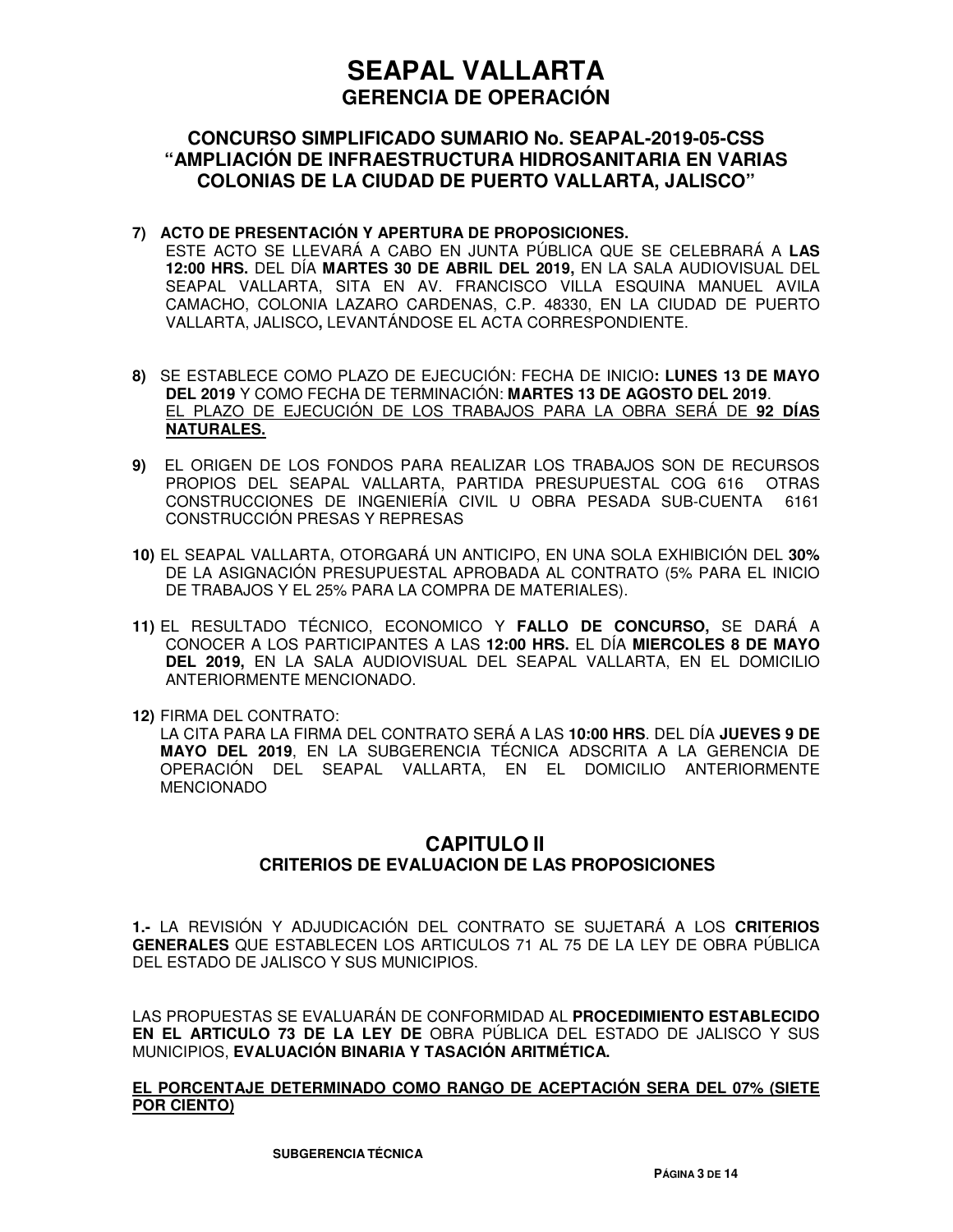# SEAPAL VALLARTA
## GERENCIA DE OPERACIÓN

### CONCURSO SIMPLIFICADO SUMARIO No. SEAPAL-2019-05-CSS "AMPLIACIÓN DE INFRAESTRUCTURA HIDROSANITARIA EN VARIAS COLONIAS DE LA CIUDAD DE PUERTO VALLARTA, JALISCO"

**7) ACTO DE PRESENTACIÓN Y APERTURA DE PROPOSICIONES.**
ESTE ACTO SE LLEVARÁ A CABO EN JUNTA PÚBLICA QUE SE CELEBRARÁ A **LAS 12:00 HRS.** DEL DÍA **MARTES 30 DE ABRIL DEL 2019,** EN LA SALA AUDIOVISUAL DEL SEAPAL VALLARTA, SITA EN AV. FRANCISCO VILLA ESQUINA MANUEL AVILA CAMACHO, COLONIA LAZARO CARDENAS, C.P. 48330, EN LA CIUDAD DE PUERTO VALLARTA, JALISCO**,** LEVANTÁNDOSE EL ACTA CORRESPONDIENTE.

**8)** SE ESTABLECE COMO PLAZO DE EJECUCIÓN: FECHA DE INICIO**: LUNES 13 DE MAYO DEL 2019** Y COMO FECHA DE TERMINACIÓN: **MARTES 13 DE AGOSTO DEL 2019**.
<u>EL PLAZO DE EJECUCIÓN DE LOS TRABAJOS PARA LA OBRA SERÁ DE **92 DÍAS NATURALES.**</u>

**9)** EL ORIGEN DE LOS FONDOS PARA REALIZAR LOS TRABAJOS SON DE RECURSOS PROPIOS DEL SEAPAL VALLARTA, PARTIDA PRESUPUESTAL COG 616 OTRAS CONSTRUCCIONES DE INGENIERÍA CIVIL U OBRA PESADA SUB-CUENTA 6161 CONSTRUCCIÓN PRESAS Y REPRESAS

**10)** EL SEAPAL VALLARTA, OTORGARÁ UN ANTICIPO, EN UNA SOLA EXHIBICIÓN DEL **30%** DE LA ASIGNACIÓN PRESUPUESTAL APROBADA AL CONTRATO (5% PARA EL INICIO DE TRABAJOS Y EL 25% PARA LA COMPRA DE MATERIALES).

**11)** EL RESULTADO TÉCNICO, ECONOMICO Y **FALLO DE CONCURSO,** SE DARÁ A CONOCER A LOS PARTICIPANTES A LAS **12:00 HRS.** EL DÍA **MIERCOLES 8 DE MAYO DEL 2019,** EN LA SALA AUDIOVISUAL DEL SEAPAL VALLARTA, EN EL DOMICILIO ANTERIORMENTE MENCIONADO.

**12)** FIRMA DEL CONTRATO:
LA CITA PARA LA FIRMA DEL CONTRATO SERÁ A LAS **10:00 HRS**. DEL DÍA **JUEVES 9 DE MAYO DEL 2019**, EN LA SUBGERENCIA TÉCNICA ADSCRITA A LA GERENCIA DE OPERACIÓN DEL SEAPAL VALLARTA, EN EL DOMICILIO ANTERIORMENTE MENCIONADO

## CAPITULO II
### CRITERIOS DE EVALUACION DE LAS PROPOSICIONES

**1.-** LA REVISIÓN Y ADJUDICACIÓN DEL CONTRATO SE SUJETARÁ A LOS **CRITERIOS GENERALES** QUE ESTABLECEN LOS ARTICULOS 71 AL 75 DE LA LEY DE OBRA PÚBLICA DEL ESTADO DE JALISCO Y SUS MUNICIPIOS.

LAS PROPUESTAS SE EVALUARÁN DE CONFORMIDAD AL **PROCEDIMIENTO ESTABLECIDO EN EL ARTICULO 73 DE LA LEY DE** OBRA PÚBLICA DEL ESTADO DE JALISCO Y SUS MUNICIPIOS, **EVALUACIÓN BINARIA Y TASACIÓN ARITMÉTICA.**

**<u>EL PORCENTAJE DETERMINADO COMO RANGO DE ACEPTACIÓN SERA DEL 07% (SIETE POR CIENTO)</u>**

SUBGERENCIA TÉCNICA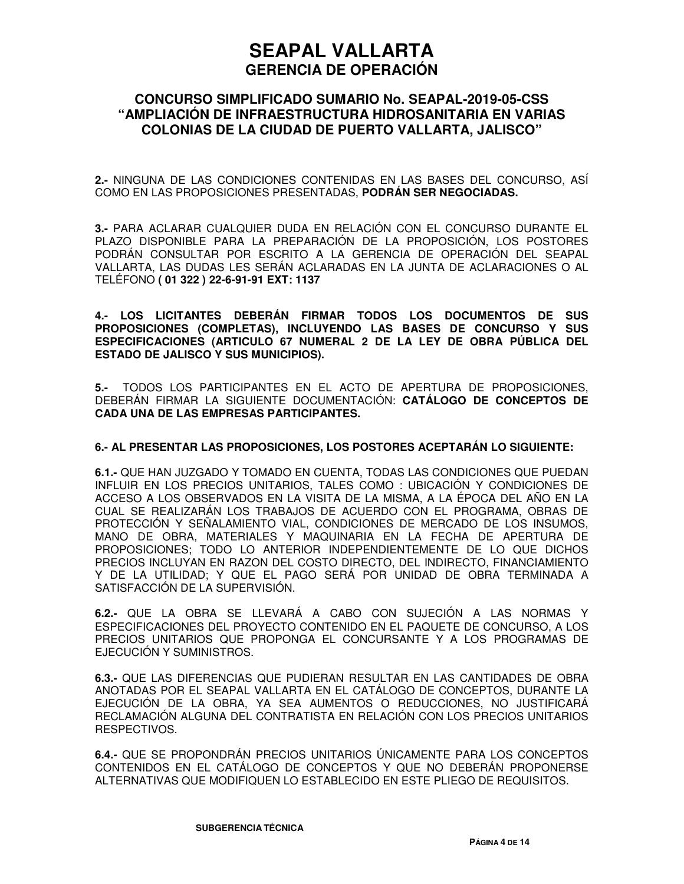# SEAPAL VALLARTA
## GERENCIA DE OPERACIÓN

### CONCURSO SIMPLIFICADO SUMARIO No. SEAPAL-2019-05-CSS "AMPLIACIÓN DE INFRAESTRUCTURA HIDROSANITARIA EN VARIAS COLONIAS DE LA CIUDAD DE PUERTO VALLARTA, JALISCO"

**2.-** NINGUNA DE LAS CONDICIONES CONTENIDAS EN LAS BASES DEL CONCURSO, ASÍ COMO EN LAS PROPOSICIONES PRESENTADAS, **PODRÁN SER NEGOCIADAS.**

**3.-** PARA ACLARAR CUALQUIER DUDA EN RELACIÓN CON EL CONCURSO DURANTE EL PLAZO DISPONIBLE PARA LA PREPARACIÓN DE LA PROPOSICIÓN, LOS POSTORES PODRÁN CONSULTAR POR ESCRITO A LA GERENCIA DE OPERACIÓN DEL SEAPAL VALLARTA, LAS DUDAS LES SERÁN ACLARADAS EN LA JUNTA DE ACLARACIONES O AL TELÉFONO **( 01 322 ) 22-6-91-91 EXT: 1137**

**4.- LOS LICITANTES DEBERÁN FIRMAR TODOS LOS DOCUMENTOS DE SUS PROPOSICIONES (COMPLETAS), INCLUYENDO LAS BASES DE CONCURSO Y SUS ESPECIFICACIONES (ARTICULO 67 NUMERAL 2 DE LA LEY DE OBRA PÚBLICA DEL ESTADO DE JALISCO Y SUS MUNICIPIOS).**

**5.-** TODOS LOS PARTICIPANTES EN EL ACTO DE APERTURA DE PROPOSICIONES, DEBERÁN FIRMAR LA SIGUIENTE DOCUMENTACIÓN: **CATÁLOGO DE CONCEPTOS DE CADA UNA DE LAS EMPRESAS PARTICIPANTES.**

**6.- AL PRESENTAR LAS PROPOSICIONES, LOS POSTORES ACEPTARÁN LO SIGUIENTE:**

**6.1.-** QUE HAN JUZGADO Y TOMADO EN CUENTA, TODAS LAS CONDICIONES QUE PUEDAN INFLUIR EN LOS PRECIOS UNITARIOS, TALES COMO : UBICACIÓN Y CONDICIONES DE ACCESO A LOS OBSERVADOS EN LA VISITA DE LA MISMA, A LA ÉPOCA DEL AÑO EN LA CUAL SE REALIZARÁN LOS TRABAJOS DE ACUERDO CON EL PROGRAMA, OBRAS DE PROTECCIÓN Y SEÑALAMIENTO VIAL, CONDICIONES DE MERCADO DE LOS INSUMOS, MANO DE OBRA, MATERIALES Y MAQUINARIA EN LA FECHA DE APERTURA DE PROPOSICIONES; TODO LO ANTERIOR INDEPENDIENTEMENTE DE LO QUE DICHOS PRECIOS INCLUYAN EN RAZON DEL COSTO DIRECTO, DEL INDIRECTO, FINANCIAMIENTO Y DE LA UTILIDAD; Y QUE EL PAGO SERÁ POR UNIDAD DE OBRA TERMINADA A SATISFACCIÓN DE LA SUPERVISIÓN.

**6.2.-** QUE LA OBRA SE LLEVARÁ A CABO CON SUJECIÓN A LAS NORMAS Y ESPECIFICACIONES DEL PROYECTO CONTENIDO EN EL PAQUETE DE CONCURSO, A LOS PRECIOS UNITARIOS QUE PROPONGA EL CONCURSANTE Y A LOS PROGRAMAS DE EJECUCIÓN Y SUMINISTROS.

**6.3.-** QUE LAS DIFERENCIAS QUE PUDIERAN RESULTAR EN LAS CANTIDADES DE OBRA ANOTADAS POR EL SEAPAL VALLARTA EN EL CATÁLOGO DE CONCEPTOS, DURANTE LA EJECUCIÓN DE LA OBRA, YA SEA AUMENTOS O REDUCCIONES, NO JUSTIFICARÁ RECLAMACIÓN ALGUNA DEL CONTRATISTA EN RELACIÓN CON LOS PRECIOS UNITARIOS RESPECTIVOS.

**6.4.-** QUE SE PROPONDRÁN PRECIOS UNITARIOS ÚNICAMENTE PARA LOS CONCEPTOS CONTENIDOS EN EL CATÁLOGO DE CONCEPTOS Y QUE NO DEBERÁN PROPONERSE ALTERNATIVAS QUE MODIFIQUEN LO ESTABLECIDO EN ESTE PLIEGO DE REQUISITOS.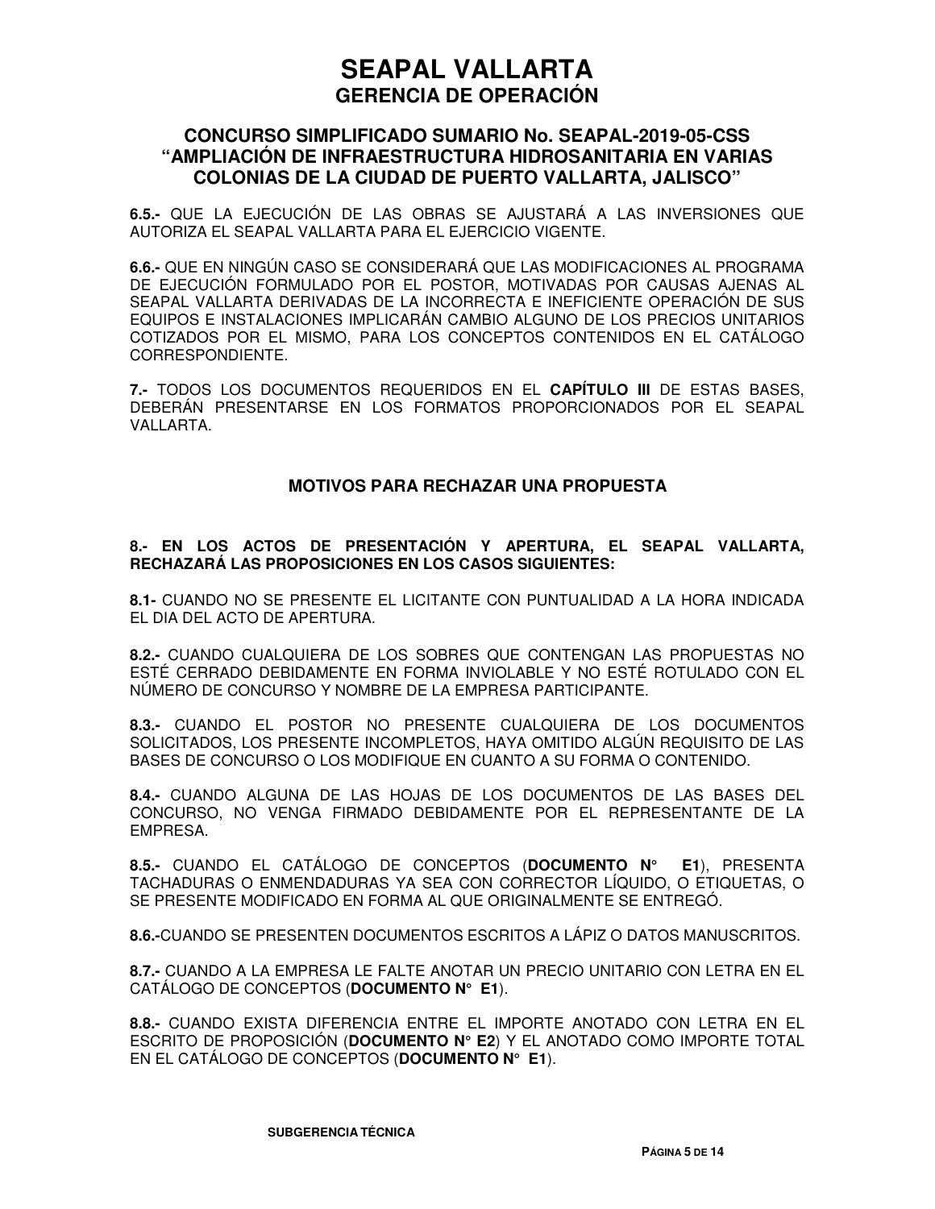6.5.- QUE LA EJECUCIÓN DE LAS OBRAS SE AJUSTARÁ A LAS INVERSIONES QUE AUTORIZA EL SEAPAL VALLARTA PARA EL EJERCICIO VIGENTE.

**6.6.-** QUE EN NINGÚN CASO SE CONSIDERARÁ QUE LAS MODIFICACIONES AL PROGRAMA DE EJECUCIÓN FORMULADO POR EL POSTOR, MOTIVADAS POR CAUSAS AJENAS AL SEAPAL VALLARTA DERIVADAS DE LA INCORRECTA E INEFICIENTE OPERACIÓN DE SUS EQUIPOS E INSTALACIONES IMPLICARÁN CAMBIO ALGUNO DE LOS PRECIOS UNITARIOS COTIZADOS POR EL MISMO, PARA LOS CONCEPTOS CONTENIDOS EN EL CATÁLOGO CORRESPONDIENTE.

**7.-** TODOS LOS DOCUMENTOS REQUERIDOS EN EL **CAPÍTULO III** DE ESTAS BASES, DEBERÁN PRESENTARSE EN LOS FORMATOS PROPORCIONADOS POR EL SEAPAL VALLARTA.

## MOTIVOS PARA RECHAZAR UNA PROPUESTA

**8.- EN LOS ACTOS DE PRESENTACIÓN Y APERTURA, EL SEAPAL VALLARTA, RECHAZARÁ LAS PROPOSICIONES EN LOS CASOS SIGUIENTES:**

**8.1-** CUANDO NO SE PRESENTE EL LICITANTE CON PUNTUALIDAD A LA HORA INDICADA EL DIA DEL ACTO DE APERTURA.

**8.2.-** CUANDO CUALQUIERA DE LOS SOBRES QUE CONTENGAN LAS PROPUESTAS NO ESTÉ CERRADO DEBIDAMENTE EN FORMA INVIOLABLE Y NO ESTÉ ROTULADO CON EL NÚMERO DE CONCURSO Y NOMBRE DE LA EMPRESA PARTICIPANTE.

**8.3.-** CUANDO EL POSTOR NO PRESENTE CUALQUIERA DE LOS DOCUMENTOS SOLICITADOS, LOS PRESENTE INCOMPLETOS, HAYA OMITIDO ALGÚN REQUISITO DE LAS BASES DE CONCURSO O LOS MODIFIQUE EN CUANTO A SU FORMA O CONTENIDO.

**8.4.-** CUANDO ALGUNA DE LAS HOJAS DE LOS DOCUMENTOS DE LAS BASES DEL CONCURSO, NO VENGA FIRMADO DEBIDAMENTE POR EL REPRESENTANTE DE LA EMPRESA.

**8.5.-** CUANDO EL CATÁLOGO DE CONCEPTOS (**DOCUMENTO N° E1**), PRESENTA TACHADURAS O ENMENDADURAS YA SEA CON CORRECTOR LÍQUIDO, O ETIQUETAS, O SE PRESENTE MODIFICADO EN FORMA AL QUE ORIGINALMENTE SE ENTREGÓ.

**8.6.-**CUANDO SE PRESENTEN DOCUMENTOS ESCRITOS A LÁPIZ O DATOS MANUSCRITOS.

**8.7.-** CUANDO A LA EMPRESA LE FALTE ANOTAR UN PRECIO UNITARIO CON LETRA EN EL CATÁLOGO DE CONCEPTOS (**DOCUMENTO N° E1**).

**8.8.-** CUANDO EXISTA DIFERENCIA ENTRE EL IMPORTE ANOTADO CON LETRA EN EL ESCRITO DE PROPOSICIÓN (**DOCUMENTO N° E2**) Y EL ANOTADO COMO IMPORTE TOTAL EN EL CATÁLOGO DE CONCEPTOS (**DOCUMENTO N° E1**).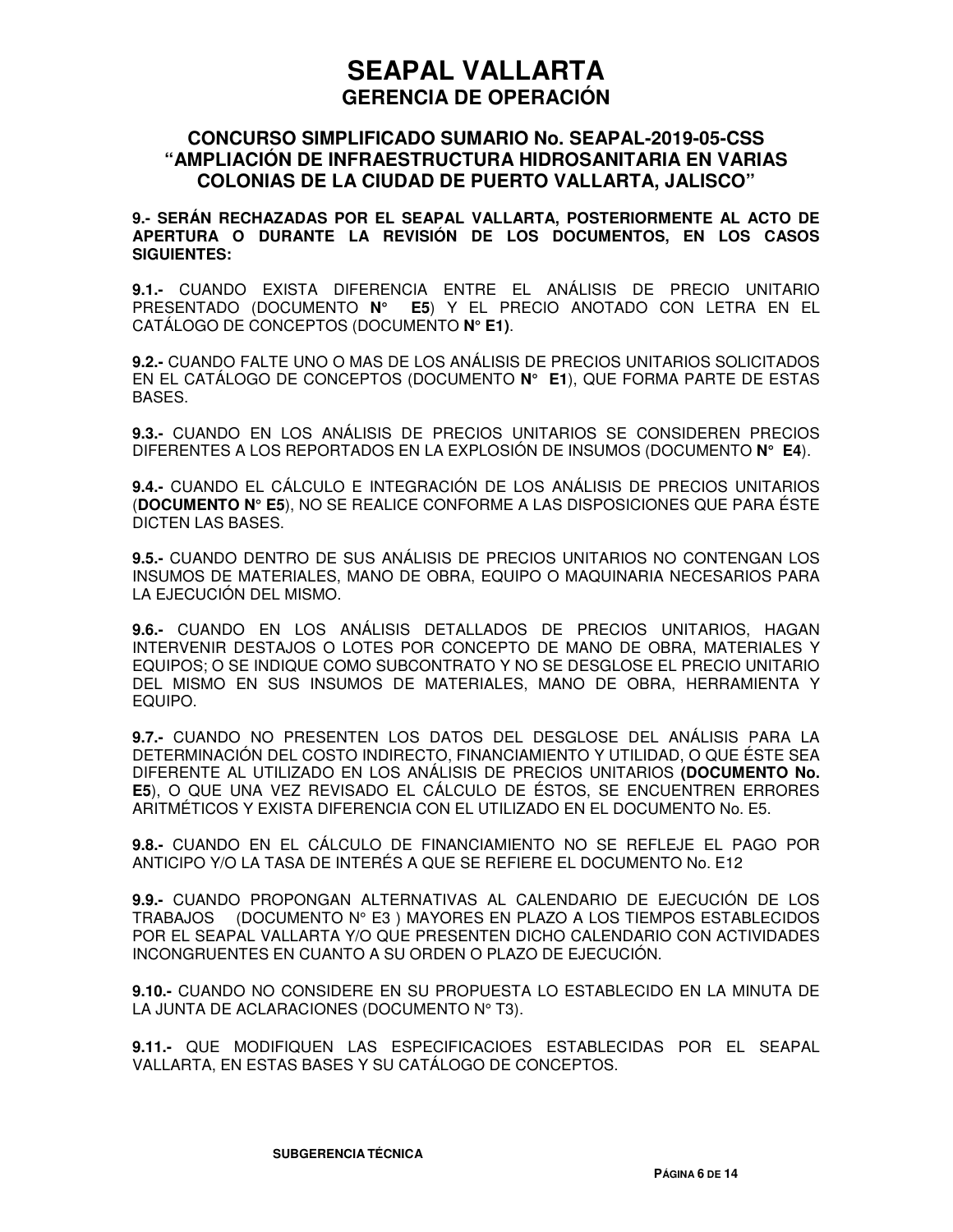# SEAPAL VALLARTA
## GERENCIA DE OPERACIÓN

### CONCURSO SIMPLIFICADO SUMARIO No. SEAPAL-2019-05-CSS "AMPLIACIÓN DE INFRAESTRUCTURA HIDROSANITARIA EN VARIAS COLONIAS DE LA CIUDAD DE PUERTO VALLARTA, JALISCO"

**9.- SERÁN RECHAZADAS POR EL SEAPAL VALLARTA, POSTERIORMENTE AL ACTO DE APERTURA O DURANTE LA REVISIÓN DE LOS DOCUMENTOS, EN LOS CASOS SIGUIENTES:**

**9.1.-** CUANDO EXISTA DIFERENCIA ENTRE EL ANÁLISIS DE PRECIO UNITARIO PRESENTADO (DOCUMENTO **N° E5**) Y EL PRECIO ANOTADO CON LETRA EN EL CATÁLOGO DE CONCEPTOS (DOCUMENTO **N° E1)**.

**9.2.-** CUANDO FALTE UNO O MAS DE LOS ANÁLISIS DE PRECIOS UNITARIOS SOLICITADOS EN EL CATÁLOGO DE CONCEPTOS (DOCUMENTO **N° E1**), QUE FORMA PARTE DE ESTAS BASES.

**9.3.-** CUANDO EN LOS ANÁLISIS DE PRECIOS UNITARIOS SE CONSIDEREN PRECIOS DIFERENTES A LOS REPORTADOS EN LA EXPLOSIÓN DE INSUMOS (DOCUMENTO **N° E4**).

**9.4.-** CUANDO EL CÁLCULO E INTEGRACIÓN DE LOS ANÁLISIS DE PRECIOS UNITARIOS (**DOCUMENTO N° E5**), NO SE REALICE CONFORME A LAS DISPOSICIONES QUE PARA ÉSTE DICTEN LAS BASES.

**9.5.-** CUANDO DENTRO DE SUS ANÁLISIS DE PRECIOS UNITARIOS NO CONTENGAN LOS INSUMOS DE MATERIALES, MANO DE OBRA, EQUIPO O MAQUINARIA NECESARIOS PARA LA EJECUCIÓN DEL MISMO.

**9.6.-** CUANDO EN LOS ANÁLISIS DETALLADOS DE PRECIOS UNITARIOS, HAGAN INTERVENIR DESTAJOS O LOTES POR CONCEPTO DE MANO DE OBRA, MATERIALES Y EQUIPOS; O SE INDIQUE COMO SUBCONTRATO Y NO SE DESGLOSE EL PRECIO UNITARIO DEL MISMO EN SUS INSUMOS DE MATERIALES, MANO DE OBRA, HERRAMIENTA Y EQUIPO.

**9.7.-** CUANDO NO PRESENTEN LOS DATOS DEL DESGLOSE DEL ANÁLISIS PARA LA DETERMINACIÓN DEL COSTO INDIRECTO, FINANCIAMIENTO Y UTILIDAD, O QUE ÉSTE SEA DIFERENTE AL UTILIZADO EN LOS ANÁLISIS DE PRECIOS UNITARIOS **(DOCUMENTO No. E5**), O QUE UNA VEZ REVISADO EL CÁLCULO DE ÉSTOS, SE ENCUENTREN ERRORES ARITMÉTICOS Y EXISTA DIFERENCIA CON EL UTILIZADO EN EL DOCUMENTO No. E5.

**9.8.-** CUANDO EN EL CÁLCULO DE FINANCIAMIENTO NO SE REFLEJE EL PAGO POR ANTICIPO Y/O LA TASA DE INTERÉS A QUE SE REFIERE EL DOCUMENTO No. E12

**9.9.-** CUANDO PROPONGAN ALTERNATIVAS AL CALENDARIO DE EJECUCIÓN DE LOS TRABAJOS (DOCUMENTO N° E3 ) MAYORES EN PLAZO A LOS TIEMPOS ESTABLECIDOS POR EL SEAPAL VALLARTA Y/O QUE PRESENTEN DICHO CALENDARIO CON ACTIVIDADES INCONGRUENTES EN CUANTO A SU ORDEN O PLAZO DE EJECUCIÓN.

**9.10.-** CUANDO NO CONSIDERE EN SU PROPUESTA LO ESTABLECIDO EN LA MINUTA DE LA JUNTA DE ACLARACIONES (DOCUMENTO N° T3).

**9.11.-** QUE MODIFIQUEN LAS ESPECIFICACIOES ESTABLECIDAS POR EL SEAPAL VALLARTA, EN ESTAS BASES Y SU CATÁLOGO DE CONCEPTOS.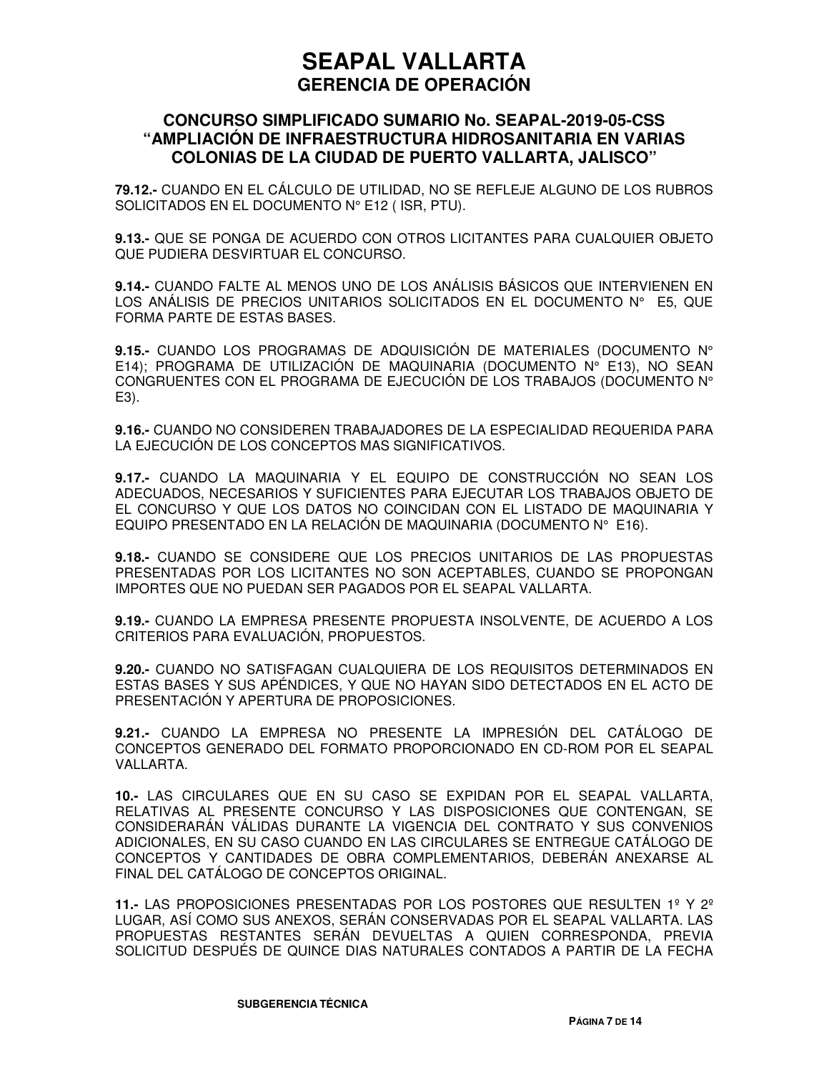# SEAPAL VALLARTA
## GERENCIA DE OPERACIÓN

### CONCURSO SIMPLIFICADO SUMARIO No. SEAPAL-2019-05-CSS "AMPLIACIÓN DE INFRAESTRUCTURA HIDROSANITARIA EN VARIAS COLONIAS DE LA CIUDAD DE PUERTO VALLARTA, JALISCO"

**79.12.-** CUANDO EN EL CÁLCULO DE UTILIDAD, NO SE REFLEJE ALGUNO DE LOS RUBROS SOLICITADOS EN EL DOCUMENTO N° E12 ( ISR, PTU).

**9.13.-** QUE SE PONGA DE ACUERDO CON OTROS LICITANTES PARA CUALQUIER OBJETO QUE PUDIERA DESVIRTUAR EL CONCURSO.

**9.14.-** CUANDO FALTE AL MENOS UNO DE LOS ANÁLISIS BÁSICOS QUE INTERVIENEN EN LOS ANÁLISIS DE PRECIOS UNITARIOS SOLICITADOS EN EL DOCUMENTO N° E5, QUE FORMA PARTE DE ESTAS BASES.

**9.15.-** CUANDO LOS PROGRAMAS DE ADQUISICIÓN DE MATERIALES (DOCUMENTO N° E14); PROGRAMA DE UTILIZACIÓN DE MAQUINARIA (DOCUMENTO N° E13), NO SEAN CONGRUENTES CON EL PROGRAMA DE EJECUCIÓN DE LOS TRABAJOS (DOCUMENTO N° E3).

**9.16.-** CUANDO NO CONSIDEREN TRABAJADORES DE LA ESPECIALIDAD REQUERIDA PARA LA EJECUCIÓN DE LOS CONCEPTOS MAS SIGNIFICATIVOS.

**9.17.-** CUANDO LA MAQUINARIA Y EL EQUIPO DE CONSTRUCCIÓN NO SEAN LOS ADECUADOS, NECESARIOS Y SUFICIENTES PARA EJECUTAR LOS TRABAJOS OBJETO DE EL CONCURSO Y QUE LOS DATOS NO COINCIDAN CON EL LISTADO DE MAQUINARIA Y EQUIPO PRESENTADO EN LA RELACIÓN DE MAQUINARIA (DOCUMENTO N° E16).

**9.18.-** CUANDO SE CONSIDERE QUE LOS PRECIOS UNITARIOS DE LAS PROPUESTAS PRESENTADAS POR LOS LICITANTES NO SON ACEPTABLES, CUANDO SE PROPONGAN IMPORTES QUE NO PUEDAN SER PAGADOS POR EL SEAPAL VALLARTA.

**9.19.-** CUANDO LA EMPRESA PRESENTE PROPUESTA INSOLVENTE, DE ACUERDO A LOS CRITERIOS PARA EVALUACIÓN, PROPUESTOS.

**9.20.-** CUANDO NO SATISFAGAN CUALQUIERA DE LOS REQUISITOS DETERMINADOS EN ESTAS BASES Y SUS APÉNDICES, Y QUE NO HAYAN SIDO DETECTADOS EN EL ACTO DE PRESENTACIÓN Y APERTURA DE PROPOSICIONES.

**9.21.-** CUANDO LA EMPRESA NO PRESENTE LA IMPRESIÓN DEL CATÁLOGO DE CONCEPTOS GENERADO DEL FORMATO PROPORCIONADO EN CD-ROM POR EL SEAPAL VALLARTA.

**10.-** LAS CIRCULARES QUE EN SU CASO SE EXPIDAN POR EL SEAPAL VALLARTA, RELATIVAS AL PRESENTE CONCURSO Y LAS DISPOSICIONES QUE CONTENGAN, SE CONSIDERARÁN VÁLIDAS DURANTE LA VIGENCIA DEL CONTRATO Y SUS CONVENIOS ADICIONALES, EN SU CASO CUANDO EN LAS CIRCULARES SE ENTREGUE CATÁLOGO DE CONCEPTOS Y CANTIDADES DE OBRA COMPLEMENTARIOS, DEBERÁN ANEXARSE AL FINAL DEL CATÁLOGO DE CONCEPTOS ORIGINAL.

**11.-** LAS PROPOSICIONES PRESENTADAS POR LOS POSTORES QUE RESULTEN 1º Y 2º LUGAR, ASÍ COMO SUS ANEXOS, SERÁN CONSERVADAS POR EL SEAPAL VALLARTA. LAS PROPUESTAS RESTANTES SERÁN DEVUELTAS A QUIEN CORRESPONDA, PREVIA SOLICITUD DESPUÉS DE QUINCE DIAS NATURALES CONTADOS A PARTIR DE LA FECHA

SUBGERENCIA TÉCNICA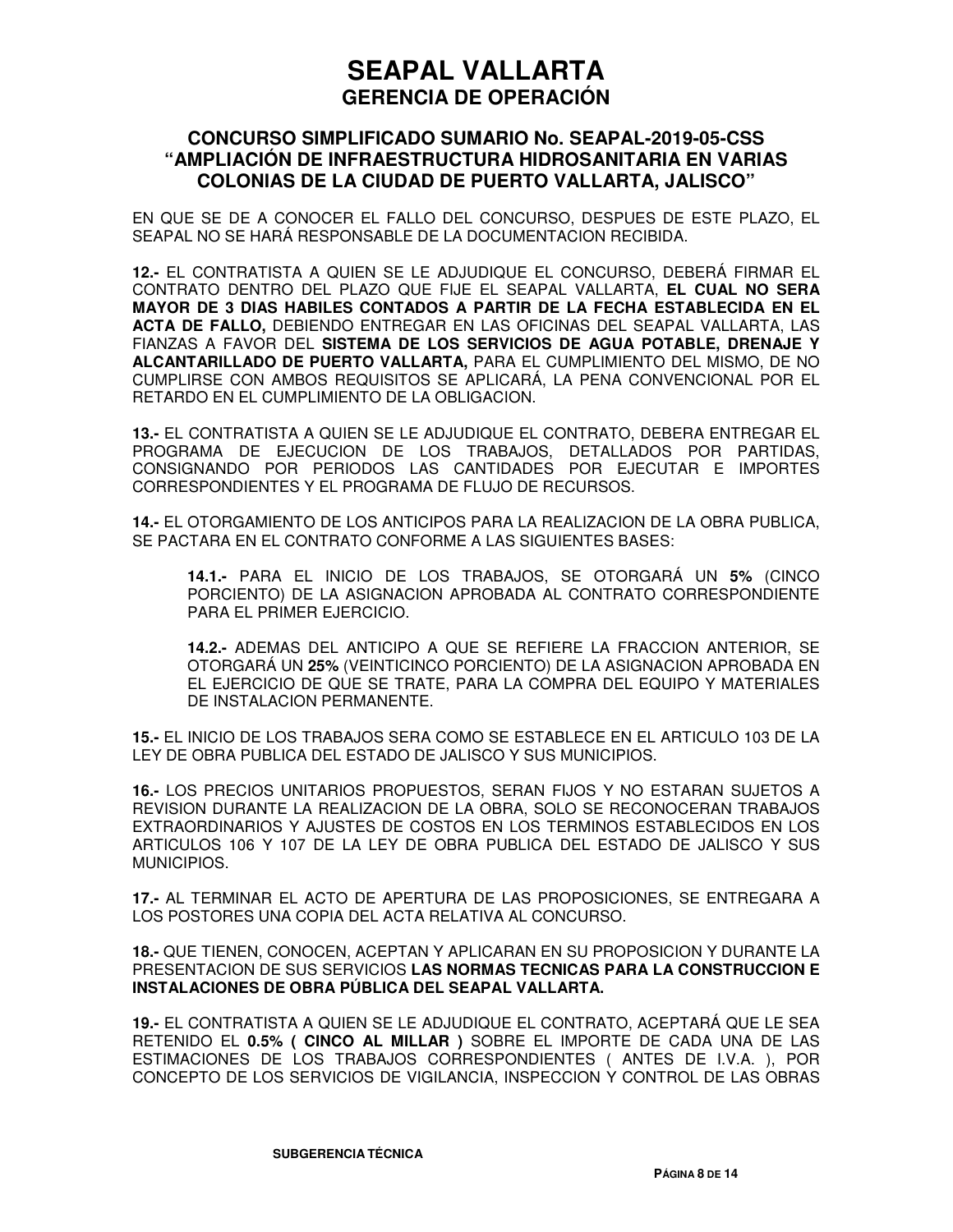# SEAPAL VALLARTA
## GERENCIA DE OPERACIÓN

### CONCURSO SIMPLIFICADO SUMARIO No. SEAPAL-2019-05-CSS “AMPLIACIÓN DE INFRAESTRUCTURA HIDROSANITARIA EN VARIAS COLONIAS DE LA CIUDAD DE PUERTO VALLARTA, JALISCO”

EN QUE SE DE A CONOCER EL FALLO DEL CONCURSO, DESPUES DE ESTE PLAZO, EL SEAPAL NO SE HARÁ RESPONSABLE DE LA DOCUMENTACION RECIBIDA.

**12.-** EL CONTRATISTA A QUIEN SE LE ADJUDIQUE EL CONCURSO, DEBERÁ FIRMAR EL CONTRATO DENTRO DEL PLAZO QUE FIJE EL SEAPAL VALLARTA, **EL CUAL NO SERA MAYOR DE 3 DIAS HABILES CONTADOS A PARTIR DE LA FECHA ESTABLECIDA EN EL ACTA DE FALLO,** DEBIENDO ENTREGAR EN LAS OFICINAS DEL SEAPAL VALLARTA, LAS FIANZAS A FAVOR DEL **SISTEMA DE LOS SERVICIOS DE AGUA POTABLE, DRENAJE Y ALCANTARILLADO DE PUERTO VALLARTA,** PARA EL CUMPLIMIENTO DEL MISMO, DE NO CUMPLIRSE CON AMBOS REQUISITOS SE APLICARÁ, LA PENA CONVENCIONAL POR EL RETARDO EN EL CUMPLIMIENTO DE LA OBLIGACION.

**13.-** EL CONTRATISTA A QUIEN SE LE ADJUDIQUE EL CONTRATO, DEBERA ENTREGAR EL PROGRAMA DE EJECUCION DE LOS TRABAJOS, DETALLADOS POR PARTIDAS, CONSIGNANDO POR PERIODOS LAS CANTIDADES POR EJECUTAR E IMPORTES CORRESPONDIENTES Y EL PROGRAMA DE FLUJO DE RECURSOS.

**14.-** EL OTORGAMIENTO DE LOS ANTICIPOS PARA LA REALIZACION DE LA OBRA PUBLICA, SE PACTARA EN EL CONTRATO CONFORME A LAS SIGUIENTES BASES:

> **14.1.-** PARA EL INICIO DE LOS TRABAJOS, SE OTORGARÁ UN **5%** (CINCO PORCIENTO) DE LA ASIGNACION APROBADA AL CONTRATO CORRESPONDIENTE PARA EL PRIMER EJERCICIO.
>
> **14.2.-** ADEMAS DEL ANTICIPO A QUE SE REFIERE LA FRACCION ANTERIOR, SE OTORGARÁ UN **25%** (VEINTICINCO PORCIENTO) DE LA ASIGNACION APROBADA EN EL EJERCICIO DE QUE SE TRATE, PARA LA COMPRA DEL EQUIPO Y MATERIALES DE INSTALACION PERMANENTE.

**15.-** EL INICIO DE LOS TRABAJOS SERA COMO SE ESTABLECE EN EL ARTICULO 103 DE LA LEY DE OBRA PUBLICA DEL ESTADO DE JALISCO Y SUS MUNICIPIOS.

**16.-** LOS PRECIOS UNITARIOS PROPUESTOS, SERAN FIJOS Y NO ESTARAN SUJETOS A REVISION DURANTE LA REALIZACION DE LA OBRA, SOLO SE RECONOCERAN TRABAJOS EXTRAORDINARIOS Y AJUSTES DE COSTOS EN LOS TERMINOS ESTABLECIDOS EN LOS ARTICULOS 106 Y 107 DE LA LEY DE OBRA PUBLICA DEL ESTADO DE JALISCO Y SUS MUNICIPIOS.

**17.-** AL TERMINAR EL ACTO DE APERTURA DE LAS PROPOSICIONES, SE ENTREGARA A LOS POSTORES UNA COPIA DEL ACTA RELATIVA AL CONCURSO.

**18.-** QUE TIENEN, CONOCEN, ACEPTAN Y APLICARAN EN SU PROPOSICION Y DURANTE LA PRESENTACION DE SUS SERVICIOS **LAS NORMAS TECNICAS PARA LA CONSTRUCCION E INSTALACIONES DE OBRA PÚBLICA DEL SEAPAL VALLARTA.**

**19.-** EL CONTRATISTA A QUIEN SE LE ADJUDIQUE EL CONTRATO, ACEPTARÁ QUE LE SEA RETENIDO EL **0.5% ( CINCO AL MILLAR )** SOBRE EL IMPORTE DE CADA UNA DE LAS ESTIMACIONES DE LOS TRABAJOS CORRESPONDIENTES ( ANTES DE I.V.A. ), POR CONCEPTO DE LOS SERVICIOS DE VIGILANCIA, INSPECCION Y CONTROL DE LAS OBRAS

SUBGERENCIA TÉCNICA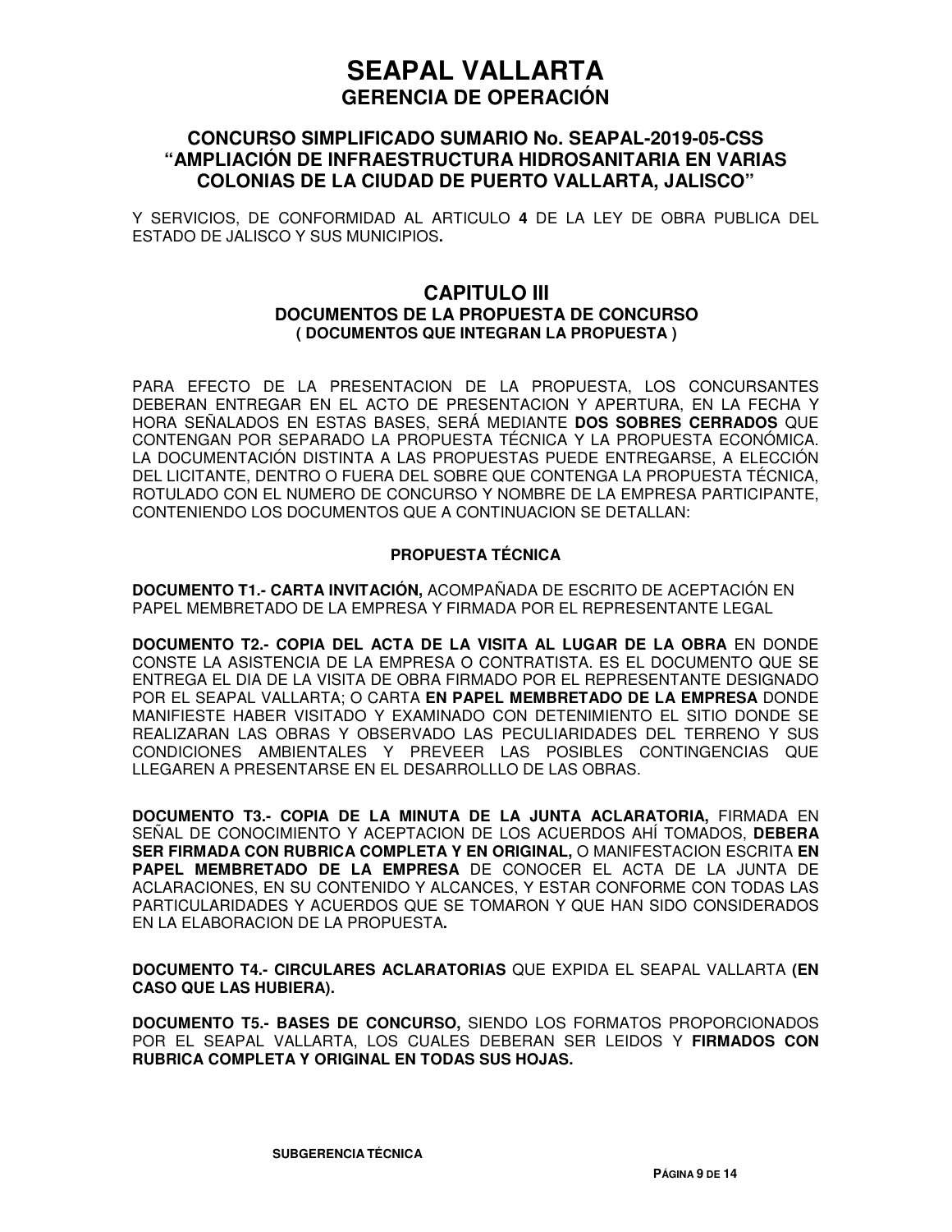Y SERVICIOS, DE CONFORMIDAD AL ARTICULO **4** DE LA LEY DE OBRA PUBLICA DEL ESTADO DE JALISCO Y SUS MUNICIPIOS**.**

## CAPITULO III

### DOCUMENTOS DE LA PROPUESTA DE CONCURSO

#### ( DOCUMENTOS QUE INTEGRAN LA PROPUESTA )

PARA EFECTO DE LA PRESENTACION DE LA PROPUESTA, LOS CONCURSANTES DEBERAN ENTREGAR EN EL ACTO DE PRESENTACION Y APERTURA, EN LA FECHA Y HORA SEÑALADOS EN ESTAS BASES, SERÁ MEDIANTE **DOS SOBRES CERRADOS** QUE CONTENGAN POR SEPARADO LA PROPUESTA TÉCNICA Y LA PROPUESTA ECONÓMICA. LA DOCUMENTACIÓN DISTINTA A LAS PROPUESTAS PUEDE ENTREGARSE, A ELECCIÓN DEL LICITANTE, DENTRO O FUERA DEL SOBRE QUE CONTENGA LA PROPUESTA TÉCNICA, ROTULADO CON EL NUMERO DE CONCURSO Y NOMBRE DE LA EMPRESA PARTICIPANTE, CONTENIENDO LOS DOCUMENTOS QUE A CONTINUACION SE DETALLAN:

**PROPUESTA TÉCNICA**

**DOCUMENTO T1.- CARTA INVITACIÓN,** ACOMPAÑADA DE ESCRITO DE ACEPTACIÓN EN PAPEL MEMBRETADO DE LA EMPRESA Y FIRMADA POR EL REPRESENTANTE LEGAL

**DOCUMENTO T2.- COPIA DEL ACTA DE LA VISITA AL LUGAR DE LA OBRA** EN DONDE CONSTE LA ASISTENCIA DE LA EMPRESA O CONTRATISTA. ES EL DOCUMENTO QUE SE ENTREGA EL DIA DE LA VISITA DE OBRA FIRMADO POR EL REPRESENTANTE DESIGNADO POR EL SEAPAL VALLARTA; O CARTA **EN PAPEL MEMBRETADO DE LA EMPRESA** DONDE MANIFIESTE HABER VISITADO Y EXAMINADO CON DETENIMIENTO EL SITIO DONDE SE REALIZARAN LAS OBRAS Y OBSERVADO LAS PECULIARIDADES DEL TERRENO Y SUS CONDICIONES AMBIENTALES Y PREVEER LAS POSIBLES CONTINGENCIAS QUE LLEGAREN A PRESENTARSE EN EL DESARROLLLO DE LAS OBRAS.

**DOCUMENTO T3.- COPIA DE LA MINUTA DE LA JUNTA ACLARATORIA,** FIRMADA EN SEÑAL DE CONOCIMIENTO Y ACEPTACION DE LOS ACUERDOS AHÍ TOMADOS, **DEBERA SER FIRMADA CON RUBRICA COMPLETA Y EN ORIGINAL,** O MANIFESTACION ESCRITA **EN PAPEL MEMBRETADO DE LA EMPRESA** DE CONOCER EL ACTA DE LA JUNTA DE ACLARACIONES, EN SU CONTENIDO Y ALCANCES, Y ESTAR CONFORME CON TODAS LAS PARTICULARIDADES Y ACUERDOS QUE SE TOMARON Y QUE HAN SIDO CONSIDERADOS EN LA ELABORACION DE LA PROPUESTA**.**

**DOCUMENTO T4.- CIRCULARES ACLARATORIAS** QUE EXPIDA EL SEAPAL VALLARTA **(EN CASO QUE LAS HUBIERA).**

**DOCUMENTO T5.- BASES DE CONCURSO,** SIENDO LOS FORMATOS PROPORCIONADOS POR EL SEAPAL VALLARTA, LOS CUALES DEBERAN SER LEIDOS Y **FIRMADOS CON RUBRICA COMPLETA Y ORIGINAL EN TODAS SUS HOJAS.**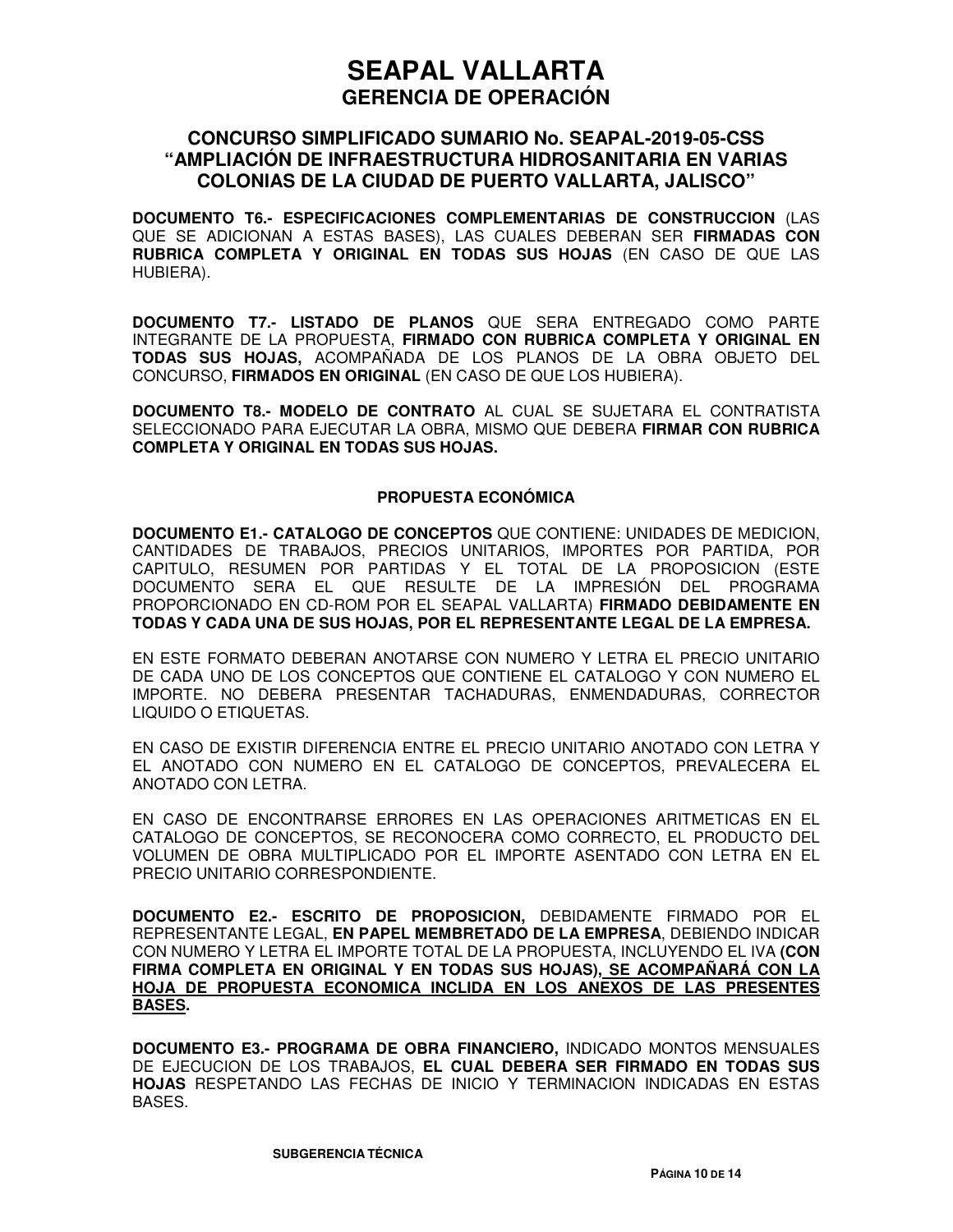# SEAPAL VALLARTA
## GERENCIA DE OPERACIÓN

### CONCURSO SIMPLIFICADO SUMARIO No. SEAPAL-2019-05-CSS "AMPLIACIÓN DE INFRAESTRUCTURA HIDROSANITARIA EN VARIAS COLONIAS DE LA CIUDAD DE PUERTO VALLARTA, JALISCO"

**DOCUMENTO T6.- ESPECIFICACIONES COMPLEMENTARIAS DE CONSTRUCCION** (LAS QUE SE ADICIONAN A ESTAS BASES), LAS CUALES DEBERAN SER **FIRMADAS CON RUBRICA COMPLETA Y ORIGINAL EN TODAS SUS HOJAS** (EN CASO DE QUE LAS HUBIERA).

**DOCUMENTO T7.- LISTADO DE PLANOS** QUE SERA ENTREGADO COMO PARTE INTEGRANTE DE LA PROPUESTA, **FIRMADO CON RUBRICA COMPLETA Y ORIGINAL EN TODAS SUS HOJAS,** ACOMPAÑADA DE LOS PLANOS DE LA OBRA OBJETO DEL CONCURSO, **FIRMADOS EN ORIGINAL** (EN CASO DE QUE LOS HUBIERA).

**DOCUMENTO T8.- MODELO DE CONTRATO** AL CUAL SE SUJETARA EL CONTRATISTA SELECCIONADO PARA EJECUTAR LA OBRA, MISMO QUE DEBERA **FIRMAR CON RUBRICA COMPLETA Y ORIGINAL EN TODAS SUS HOJAS.**

**PROPUESTA ECONÓMICA**

**DOCUMENTO E1.- CATALOGO DE CONCEPTOS** QUE CONTIENE: UNIDADES DE MEDICION, CANTIDADES DE TRABAJOS, PRECIOS UNITARIOS, IMPORTES POR PARTIDA, POR CAPITULO, RESUMEN POR PARTIDAS Y EL TOTAL DE LA PROPOSICION (ESTE DOCUMENTO SERA EL QUE RESULTE DE LA IMPRESIÓN DEL PROGRAMA PROPORCIONADO EN CD-ROM POR EL SEAPAL VALLARTA) **FIRMADO DEBIDAMENTE EN TODAS Y CADA UNA DE SUS HOJAS, POR EL REPRESENTANTE LEGAL DE LA EMPRESA.**

EN ESTE FORMATO DEBERAN ANOTARSE CON NUMERO Y LETRA EL PRECIO UNITARIO DE CADA UNO DE LOS CONCEPTOS QUE CONTIENE EL CATALOGO Y CON NUMERO EL IMPORTE. NO DEBERA PRESENTAR TACHADURAS, ENMENDADURAS, CORRECTOR LIQUIDO O ETIQUETAS.

EN CASO DE EXISTIR DIFERENCIA ENTRE EL PRECIO UNITARIO ANOTADO CON LETRA Y EL ANOTADO CON NUMERO EN EL CATALOGO DE CONCEPTOS, PREVALECERA EL ANOTADO CON LETRA.

EN CASO DE ENCONTRARSE ERRORES EN LAS OPERACIONES ARITMETICAS EN EL CATALOGO DE CONCEPTOS, SE RECONOCERA COMO CORRECTO, EL PRODUCTO DEL VOLUMEN DE OBRA MULTIPLICADO POR EL IMPORTE ASENTADO CON LETRA EN EL PRECIO UNITARIO CORRESPONDIENTE.

**DOCUMENTO E2.- ESCRITO DE PROPOSICION,** DEBIDAMENTE FIRMADO POR EL REPRESENTANTE LEGAL, **EN PAPEL MEMBRETADO DE LA EMPRESA**, DEBIENDO INDICAR CON NUMERO Y LETRA EL IMPORTE TOTAL DE LA PROPUESTA, INCLUYENDO EL IVA **(CON FIRMA COMPLETA EN ORIGINAL Y EN TODAS SUS HOJAS), SE ACOMPAÑARÁ CON LA HOJA DE PROPUESTA ECONOMICA INCLIDA EN LOS ANEXOS DE LAS PRESENTES BASES.**

**DOCUMENTO E3.- PROGRAMA DE OBRA FINANCIERO,** INDICADO MONTOS MENSUALES DE EJECUCION DE LOS TRABAJOS, **EL CUAL DEBERA SER FIRMADO EN TODAS SUS HOJAS** RESPETANDO LAS FECHAS DE INICIO Y TERMINACION INDICADAS EN ESTAS BASES.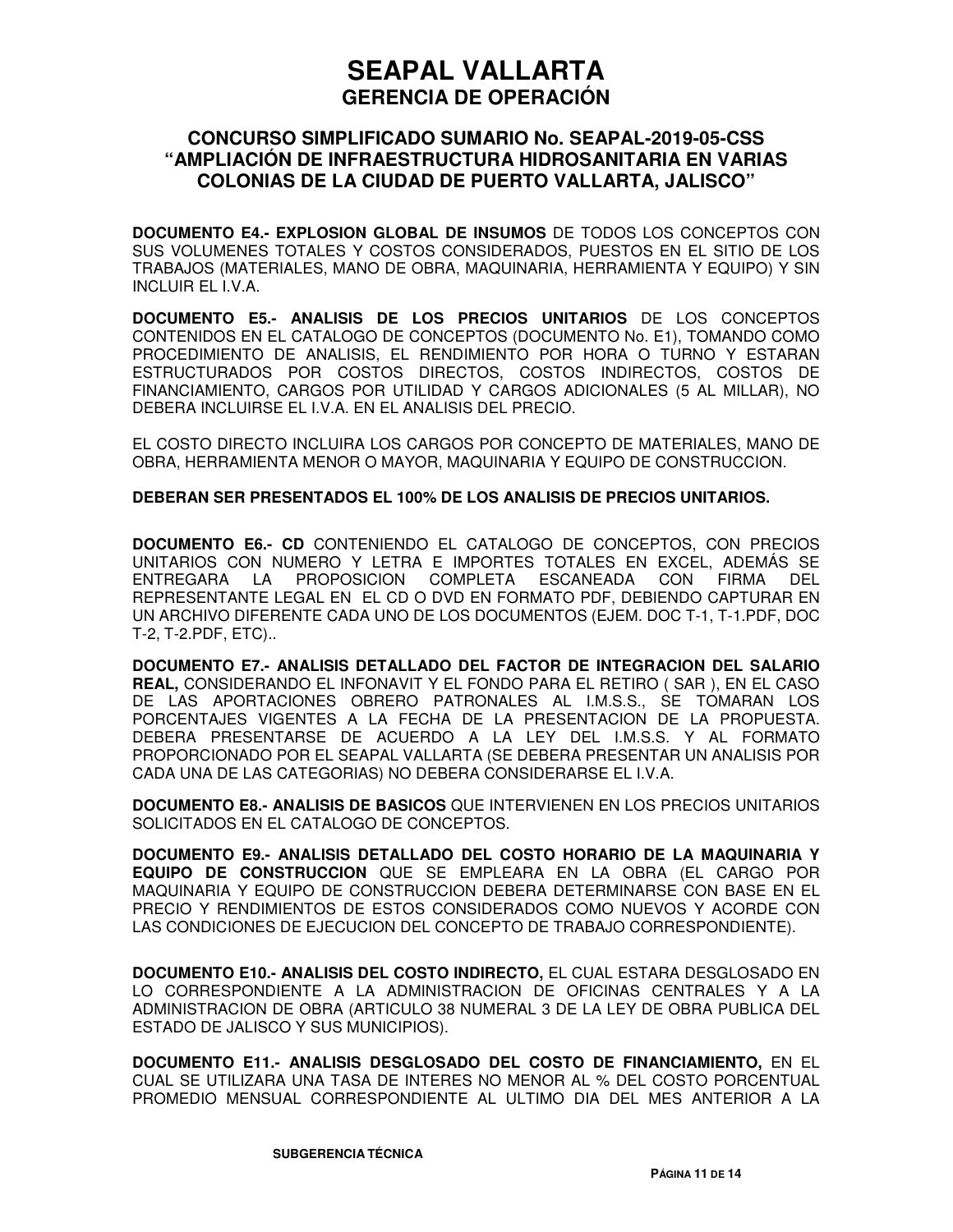# SEAPAL VALLARTA
## GERENCIA DE OPERACIÓN

### CONCURSO SIMPLIFICADO SUMARIO No. SEAPAL-2019-05-CSS "AMPLIACIÓN DE INFRAESTRUCTURA HIDROSANITARIA EN VARIAS COLONIAS DE LA CIUDAD DE PUERTO VALLARTA, JALISCO"

**DOCUMENTO E4.- EXPLOSION GLOBAL DE INSUMOS** DE TODOS LOS CONCEPTOS CON SUS VOLUMENES TOTALES Y COSTOS CONSIDERADOS, PUESTOS EN EL SITIO DE LOS TRABAJOS (MATERIALES, MANO DE OBRA, MAQUINARIA, HERRAMIENTA Y EQUIPO) Y SIN INCLUIR EL I.V.A.

**DOCUMENTO E5.- ANALISIS DE LOS PRECIOS UNITARIOS** DE LOS CONCEPTOS CONTENIDOS EN EL CATALOGO DE CONCEPTOS (DOCUMENTO No. E1), TOMANDO COMO PROCEDIMIENTO DE ANALISIS, EL RENDIMIENTO POR HORA O TURNO Y ESTARAN ESTRUCTURADOS POR COSTOS DIRECTOS, COSTOS INDIRECTOS, COSTOS DE FINANCIAMIENTO, CARGOS POR UTILIDAD Y CARGOS ADICIONALES (5 AL MILLAR), NO DEBERA INCLUIRSE EL I.V.A. EN EL ANALISIS DEL PRECIO.

EL COSTO DIRECTO INCLUIRA LOS CARGOS POR CONCEPTO DE MATERIALES, MANO DE OBRA, HERRAMIENTA MENOR O MAYOR, MAQUINARIA Y EQUIPO DE CONSTRUCCION.

**DEBERAN SER PRESENTADOS EL 100% DE LOS ANALISIS DE PRECIOS UNITARIOS.**

**DOCUMENTO E6.- CD** CONTENIENDO EL CATALOGO DE CONCEPTOS, CON PRECIOS UNITARIOS CON NUMERO Y LETRA E IMPORTES TOTALES EN EXCEL, ADEMÁS SE ENTREGARA LA PROPOSICION COMPLETA ESCANEADA CON FIRMA DEL REPRESENTANTE LEGAL EN EL CD O DVD EN FORMATO PDF, DEBIENDO CAPTURAR EN UN ARCHIVO DIFERENTE CADA UNO DE LOS DOCUMENTOS (EJEM. DOC T-1, T-1.PDF, DOC T-2, T-2.PDF, ETC)..

**DOCUMENTO E7.- ANALISIS DETALLADO DEL FACTOR DE INTEGRACION DEL SALARIO REAL,** CONSIDERANDO EL INFONAVIT Y EL FONDO PARA EL RETIRO ( SAR ), EN EL CASO DE LAS APORTACIONES OBRERO PATRONALES AL I.M.S.S., SE TOMARAN LOS PORCENTAJES VIGENTES A LA FECHA DE LA PRESENTACION DE LA PROPUESTA. DEBERA PRESENTARSE DE ACUERDO A LA LEY DEL I.M.S.S. Y AL FORMATO PROPORCIONADO POR EL SEAPAL VALLARTA (SE DEBERA PRESENTAR UN ANALISIS POR CADA UNA DE LAS CATEGORIAS) NO DEBERA CONSIDERARSE EL I.V.A.

**DOCUMENTO E8.- ANALISIS DE BASICOS** QUE INTERVIENEN EN LOS PRECIOS UNITARIOS SOLICITADOS EN EL CATALOGO DE CONCEPTOS.

**DOCUMENTO E9.- ANALISIS DETALLADO DEL COSTO HORARIO DE LA MAQUINARIA Y EQUIPO DE CONSTRUCCION** QUE SE EMPLEARA EN LA OBRA (EL CARGO POR MAQUINARIA Y EQUIPO DE CONSTRUCCION DEBERA DETERMINARSE CON BASE EN EL PRECIO Y RENDIMIENTOS DE ESTOS CONSIDERADOS COMO NUEVOS Y ACORDE CON LAS CONDICIONES DE EJECUCION DEL CONCEPTO DE TRABAJO CORRESPONDIENTE).

**DOCUMENTO E10.- ANALISIS DEL COSTO INDIRECTO,** EL CUAL ESTARA DESGLOSADO EN LO CORRESPONDIENTE A LA ADMINISTRACION DE OFICINAS CENTRALES Y A LA ADMINISTRACION DE OBRA (ARTICULO 38 NUMERAL 3 DE LA LEY DE OBRA PUBLICA DEL ESTADO DE JALISCO Y SUS MUNICIPIOS).

**DOCUMENTO E11.- ANALISIS DESGLOSADO DEL COSTO DE FINANCIAMIENTO,** EN EL CUAL SE UTILIZARA UNA TASA DE INTERES NO MENOR AL % DEL COSTO PORCENTUAL PROMEDIO MENSUAL CORRESPONDIENTE AL ULTIMO DIA DEL MES ANTERIOR A LA

SUBGERENCIA TÉCNICA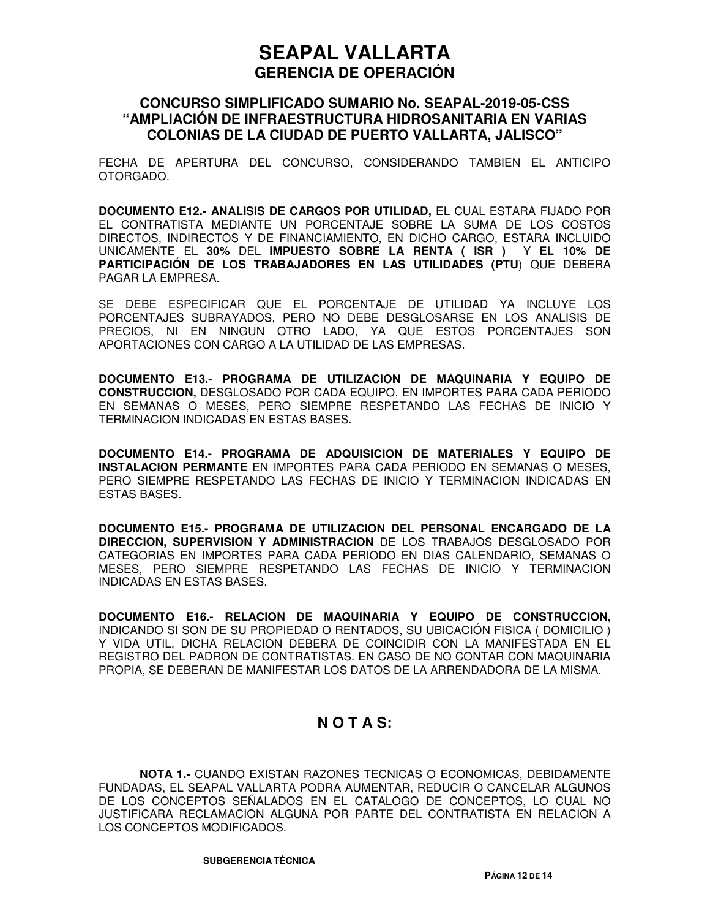# SEAPAL VALLARTA
## GERENCIA DE OPERACIÓN

### CONCURSO SIMPLIFICADO SUMARIO No. SEAPAL-2019-05-CSS "AMPLIACIÓN DE INFRAESTRUCTURA HIDROSANITARIA EN VARIAS COLONIAS DE LA CIUDAD DE PUERTO VALLARTA, JALISCO"

FECHA DE APERTURA DEL CONCURSO, CONSIDERANDO TAMBIEN EL ANTICIPO OTORGADO.

**DOCUMENTO E12.- ANALISIS DE CARGOS POR UTILIDAD,** EL CUAL ESTARA FIJADO POR EL CONTRATISTA MEDIANTE UN PORCENTAJE SOBRE LA SUMA DE LOS COSTOS DIRECTOS, INDIRECTOS Y DE FINANCIAMIENTO, EN DICHO CARGO, ESTARA INCLUIDO UNICAMENTE EL **30%** DEL **IMPUESTO SOBRE LA RENTA ( ISR )** Y **EL 10% DE PARTICIPACIÓN DE LOS TRABAJADORES EN LAS UTILIDADES (PTU**) QUE DEBERA PAGAR LA EMPRESA.

SE DEBE ESPECIFICAR QUE EL PORCENTAJE DE UTILIDAD YA INCLUYE LOS PORCENTAJES SUBRAYADOS, PERO NO DEBE DESGLOSARSE EN LOS ANALISIS DE PRECIOS, NI EN NINGUN OTRO LADO, YA QUE ESTOS PORCENTAJES SON APORTACIONES CON CARGO A LA UTILIDAD DE LAS EMPRESAS.

**DOCUMENTO E13.- PROGRAMA DE UTILIZACION DE MAQUINARIA Y EQUIPO DE CONSTRUCCION,** DESGLOSADO POR CADA EQUIPO, EN IMPORTES PARA CADA PERIODO EN SEMANAS O MESES, PERO SIEMPRE RESPETANDO LAS FECHAS DE INICIO Y TERMINACION INDICADAS EN ESTAS BASES.

**DOCUMENTO E14.- PROGRAMA DE ADQUISICION DE MATERIALES Y EQUIPO DE INSTALACION PERMANTE** EN IMPORTES PARA CADA PERIODO EN SEMANAS O MESES, PERO SIEMPRE RESPETANDO LAS FECHAS DE INICIO Y TERMINACION INDICADAS EN ESTAS BASES.

**DOCUMENTO E15.- PROGRAMA DE UTILIZACION DEL PERSONAL ENCARGADO DE LA DIRECCION, SUPERVISION Y ADMINISTRACION** DE LOS TRABAJOS DESGLOSADO POR CATEGORIAS EN IMPORTES PARA CADA PERIODO EN DIAS CALENDARIO, SEMANAS O MESES, PERO SIEMPRE RESPETANDO LAS FECHAS DE INICIO Y TERMINACION INDICADAS EN ESTAS BASES.

**DOCUMENTO E16.- RELACION DE MAQUINARIA Y EQUIPO DE CONSTRUCCION,** INDICANDO SI SON DE SU PROPIEDAD O RENTADOS, SU UBICACIÓN FISICA ( DOMICILIO ) Y VIDA UTIL, DICHA RELACION DEBERA DE COINCIDIR CON LA MANIFESTADA EN EL REGISTRO DEL PADRON DE CONTRATISTAS. EN CASO DE NO CONTAR CON MAQUINARIA PROPIA, SE DEBERAN DE MANIFESTAR LOS DATOS DE LA ARRENDADORA DE LA MISMA.

## N O T A S:

**NOTA 1.-** CUANDO EXISTAN RAZONES TECNICAS O ECONOMICAS, DEBIDAMENTE FUNDADAS, EL SEAPAL VALLARTA PODRA AUMENTAR, REDUCIR O CANCELAR ALGUNOS DE LOS CONCEPTOS SEÑALADOS EN EL CATALOGO DE CONCEPTOS, LO CUAL NO JUSTIFICARA RECLAMACION ALGUNA POR PARTE DEL CONTRATISTA EN RELACION A LOS CONCEPTOS MODIFICADOS.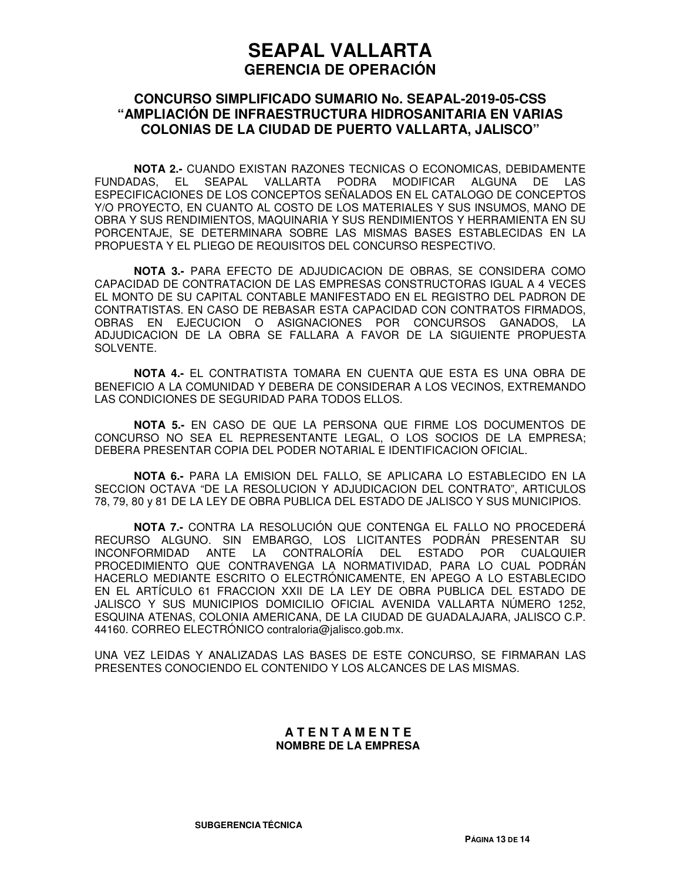# SEAPAL VALLARTA
## GERENCIA DE OPERACIÓN

### CONCURSO SIMPLIFICADO SUMARIO No. SEAPAL-2019-05-CSS "AMPLIACIÓN DE INFRAESTRUCTURA HIDROSANITARIA EN VARIAS COLONIAS DE LA CIUDAD DE PUERTO VALLARTA, JALISCO"

**NOTA 2.-** CUANDO EXISTAN RAZONES TECNICAS O ECONOMICAS, DEBIDAMENTE FUNDADAS, EL SEAPAL VALLARTA PODRA MODIFICAR ALGUNA DE LAS ESPECIFICACIONES DE LOS CONCEPTOS SEÑALADOS EN EL CATALOGO DE CONCEPTOS Y/O PROYECTO, EN CUANTO AL COSTO DE LOS MATERIALES Y SUS INSUMOS, MANO DE OBRA Y SUS RENDIMIENTOS, MAQUINARIA Y SUS RENDIMIENTOS Y HERRAMIENTA EN SU PORCENTAJE, SE DETERMINARA SOBRE LAS MISMAS BASES ESTABLECIDAS EN LA PROPUESTA Y EL PLIEGO DE REQUISITOS DEL CONCURSO RESPECTIVO.

**NOTA 3.-** PARA EFECTO DE ADJUDICACION DE OBRAS, SE CONSIDERA COMO CAPACIDAD DE CONTRATACION DE LAS EMPRESAS CONSTRUCTORAS IGUAL A 4 VECES EL MONTO DE SU CAPITAL CONTABLE MANIFESTADO EN EL REGISTRO DEL PADRON DE CONTRATISTAS. EN CASO DE REBASAR ESTA CAPACIDAD CON CONTRATOS FIRMADOS, OBRAS EN EJECUCION O ASIGNACIONES POR CONCURSOS GANADOS, LA ADJUDICACION DE LA OBRA SE FALLARA A FAVOR DE LA SIGUIENTE PROPUESTA SOLVENTE.

**NOTA 4.-** EL CONTRATISTA TOMARA EN CUENTA QUE ESTA ES UNA OBRA DE BENEFICIO A LA COMUNIDAD Y DEBERA DE CONSIDERAR A LOS VECINOS, EXTREMANDO LAS CONDICIONES DE SEGURIDAD PARA TODOS ELLOS.

**NOTA 5.-** EN CASO DE QUE LA PERSONA QUE FIRME LOS DOCUMENTOS DE CONCURSO NO SEA EL REPRESENTANTE LEGAL, O LOS SOCIOS DE LA EMPRESA; DEBERA PRESENTAR COPIA DEL PODER NOTARIAL E IDENTIFICACION OFICIAL.

**NOTA 6.-** PARA LA EMISION DEL FALLO, SE APLICARA LO ESTABLECIDO EN LA SECCION OCTAVA "DE LA RESOLUCION Y ADJUDICACION DEL CONTRATO", ARTICULOS 78, 79, 80 y 81 DE LA LEY DE OBRA PUBLICA DEL ESTADO DE JALISCO Y SUS MUNICIPIOS.

**NOTA 7.-** CONTRA LA RESOLUCIÓN QUE CONTENGA EL FALLO NO PROCEDERÁ RECURSO ALGUNO. SIN EMBARGO, LOS LICITANTES PODRÁN PRESENTAR SU INCONFORMIDAD ANTE LA CONTRALORÍA DEL ESTADO POR CUALQUIER PROCEDIMIENTO QUE CONTRAVENGA LA NORMATIVIDAD, PARA LO CUAL PODRÁN HACERLO MEDIANTE ESCRITO O ELECTRÓNICAMENTE, EN APEGO A LO ESTABLECIDO EN EL ARTÍCULO 61 FRACCION XXII DE LA LEY DE OBRA PUBLICA DEL ESTADO DE JALISCO Y SUS MUNICIPIOS DOMICILIO OFICIAL AVENIDA VALLARTA NÚMERO 1252, ESQUINA ATENAS, COLONIA AMERICANA, DE LA CIUDAD DE GUADALAJARA, JALISCO C.P. 44160. CORREO ELECTRÓNICO contraloria@jalisco.gob.mx.

UNA VEZ LEIDAS Y ANALIZADAS LAS BASES DE ESTE CONCURSO, SE FIRMARAN LAS PRESENTES CONOCIENDO EL CONTENIDO Y LOS ALCANCES DE LAS MISMAS.

**A T E N T A M E N T E**
**NOMBRE DE LA EMPRESA**

**SUBGERENCIA TÉCNICA**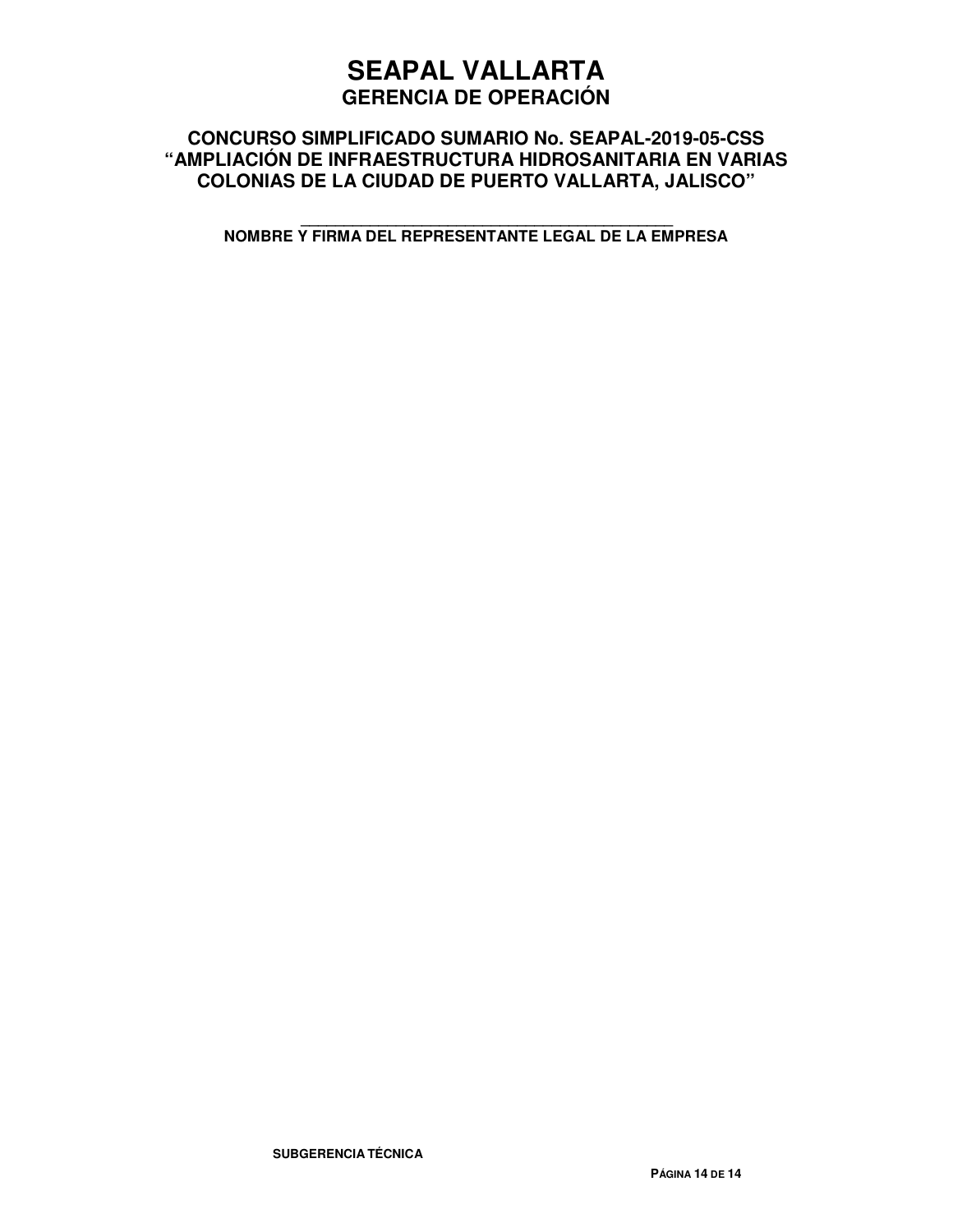# SEAPAL VALLARTA
## GERENCIA DE OPERACIÓN

### CONCURSO SIMPLIFICADO SUMARIO No. SEAPAL-2019-05-CSS "AMPLIACIÓN DE INFRAESTRUCTURA HIDROSANITARIA EN VARIAS COLONIAS DE LA CIUDAD DE PUERTO VALLARTA, JALISCO"

\_\_\_\_\_\_\_\_\_\_\_\_\_\_\_\_\_\_\_\_\_\_\_\_\_\_\_\_\_\_\_\_\_\_\_\_\_\_\_\_\_\_\_\_\_

**NOMBRE Y FIRMA DEL REPRESENTANTE LEGAL DE LA EMPRESA**